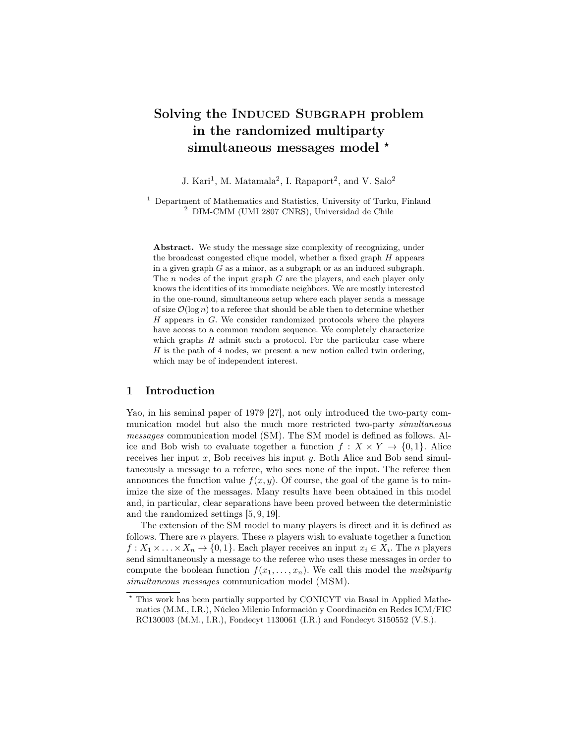# Solving the Induced Subgraph problem in the randomized multiparty simultaneous messages model ⋆

J. Kari[1], M. Matamala[2], I. Rapaport[2], and V. Salo[2]

[1] Department of Mathematics and Statistics, University of Turku, Finland
[2] DIM-CMM (UMI 2807 CNRS), Universidad de Chile

**Abstract.** We study the message size complexity of recognizing, under the broadcast congested clique model, whether a fixed graph $H$ appears in a given graph $G$ as a minor, as a subgraph or as an induced subgraph. The $n$ nodes of the input graph $G$ are the players, and each player only knows the identities of its immediate neighbors. We are mostly interested in the one-round, simultaneous setup where each player sends a message of size $\mathcal{O}(\log n)$ to a referee that should be able then to determine whether $H$ appears in $G$. We consider randomized protocols where the players have access to a common random sequence. We completely characterize which graphs $H$ admit such a protocol. For the particular case where $H$ is the path of 4 nodes, we present a new notion called twin ordering, which may be of independent interest.

## 1 Introduction

Yao, in his seminal paper of 1979 [27], not only introduced the two-party communication model but also the much more restricted two-party *simultaneous messages* communication model (SM). The SM model is defined as follows. Alice and Bob wish to evaluate together a function $f : X \times Y \to \{0, 1\}$. Alice receives her input $x$, Bob receives his input $y$. Both Alice and Bob send simultaneously a message to a referee, who sees none of the input. The referee then announces the function value $f(x, y)$. Of course, the goal of the game is to minimize the size of the messages. Many results have been obtained in this model and, in particular, clear separations have been proved between the deterministic and the randomized settings [5, 9, 19].

The extension of the SM model to many players is direct and it is defined as follows. There are $n$ players. These $n$ players wish to evaluate together a function $f : X_1 \times \ldots \times X_n \to \{0, 1\}$. Each player receives an input $x_i \in X_i$. The $n$ players send simultaneously a message to the referee who uses these messages in order to compute the boolean function $f(x_1, \ldots, x_n)$. We call this model the *multiparty simultaneous messages* communication model (MSM).

⋆ This work has been partially supported by CONICYT via Basal in Applied Mathematics (M.M., I.R.), Núcleo Milenio Información y Coordinación en Redes ICM/FIC RC130003 (M.M., I.R.), Fondecyt 1130061 (I.R.) and Fondecyt 3150552 (V.S.).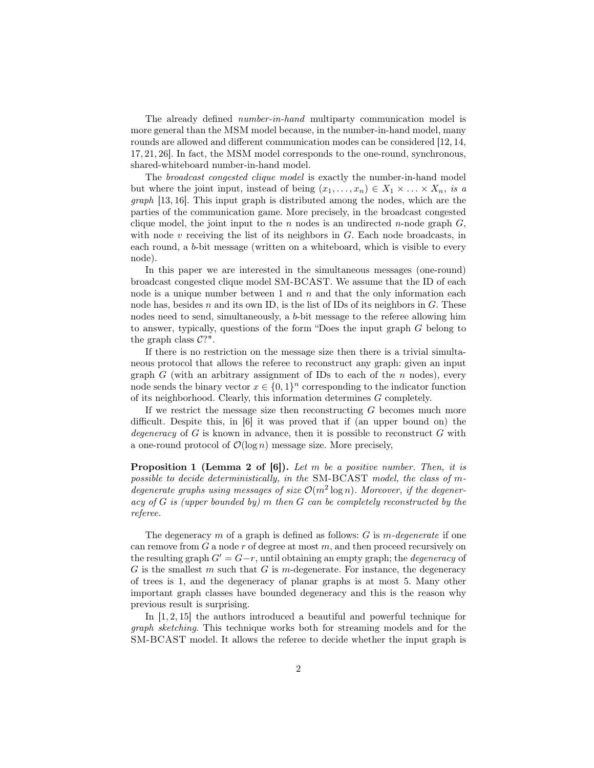The already defined *number-in-hand* multiparty communication model is more general than the MSM model because, in the number-in-hand model, many rounds are allowed and different communication modes can be considered [12, 14, 17, 21, 26]. In fact, the MSM model corresponds to the one-round, synchronous, shared-whiteboard number-in-hand model.

The *broadcast congested clique model* is exactly the number-in-hand model but where the joint input, instead of being $(x_1, \ldots, x_n) \in X_1 \times \ldots \times X_n$, *is a graph* [13, 16]. This input graph is distributed among the nodes, which are the parties of the communication game. More precisely, in the broadcast congested clique model, the joint input to the $n$ nodes is an undirected $n$-node graph $G$, with node $v$ receiving the list of its neighbors in $G$. Each node broadcasts, in each round, a $b$-bit message (written on a whiteboard, which is visible to every node).

In this paper we are interested in the simultaneous messages (one-round) broadcast congested clique model SM-BCAST. We assume that the ID of each node is a unique number between 1 and $n$ and that the only information each node has, besides $n$ and its own ID, is the list of IDs of its neighbors in $G$. These nodes need to send, simultaneously, a $b$-bit message to the referee allowing him to answer, typically, questions of the form "Does the input graph $G$ belong to the graph class $\mathcal{C}$?".

If there is no restriction on the message size then there is a trivial simultaneous protocol that allows the referee to reconstruct any graph: given an input graph $G$ (with an arbitrary assignment of IDs to each of the $n$ nodes), every node sends the binary vector $x \in \{0, 1\}^n$ corresponding to the indicator function of its neighborhood. Clearly, this information determines $G$ completely.

If we restrict the message size then reconstructing $G$ becomes much more difficult. Despite this, in [6] it was proved that if (an upper bound on) the *degeneracy* of $G$ is known in advance, then it is possible to reconstruct $G$ with a one-round protocol of $\mathcal{O}(\log n)$ message size. More precisely,

**Proposition 1 (Lemma 2 of [6]).** *Let $m$ be a positive number. Then, it is possible to decide deterministically, in the* SM-BCAST *model, the class of $m$-degenerate graphs using messages of size $\mathcal{O}(m^2 \log n)$. Moreover, if the degeneracy of $G$ is (upper bounded by) $m$ then $G$ can be completely reconstructed by the referee.*

The degeneracy $m$ of a graph is defined as follows: $G$ is *$m$-degenerate* if one can remove from $G$ a node $r$ of degree at most $m$, and then proceed recursively on the resulting graph $G' = G - r$, until obtaining an empty graph; the *degeneracy* of $G$ is the smallest $m$ such that $G$ is $m$-degenerate. For instance, the degeneracy of trees is 1, and the degeneracy of planar graphs is at most 5. Many other important graph classes have bounded degeneracy and this is the reason why previous result is surprising.

In [1, 2, 15] the authors introduced a beautiful and powerful technique for *graph sketching*. This technique works both for streaming models and for the SM-BCAST model. It allows the referee to decide whether the input graph is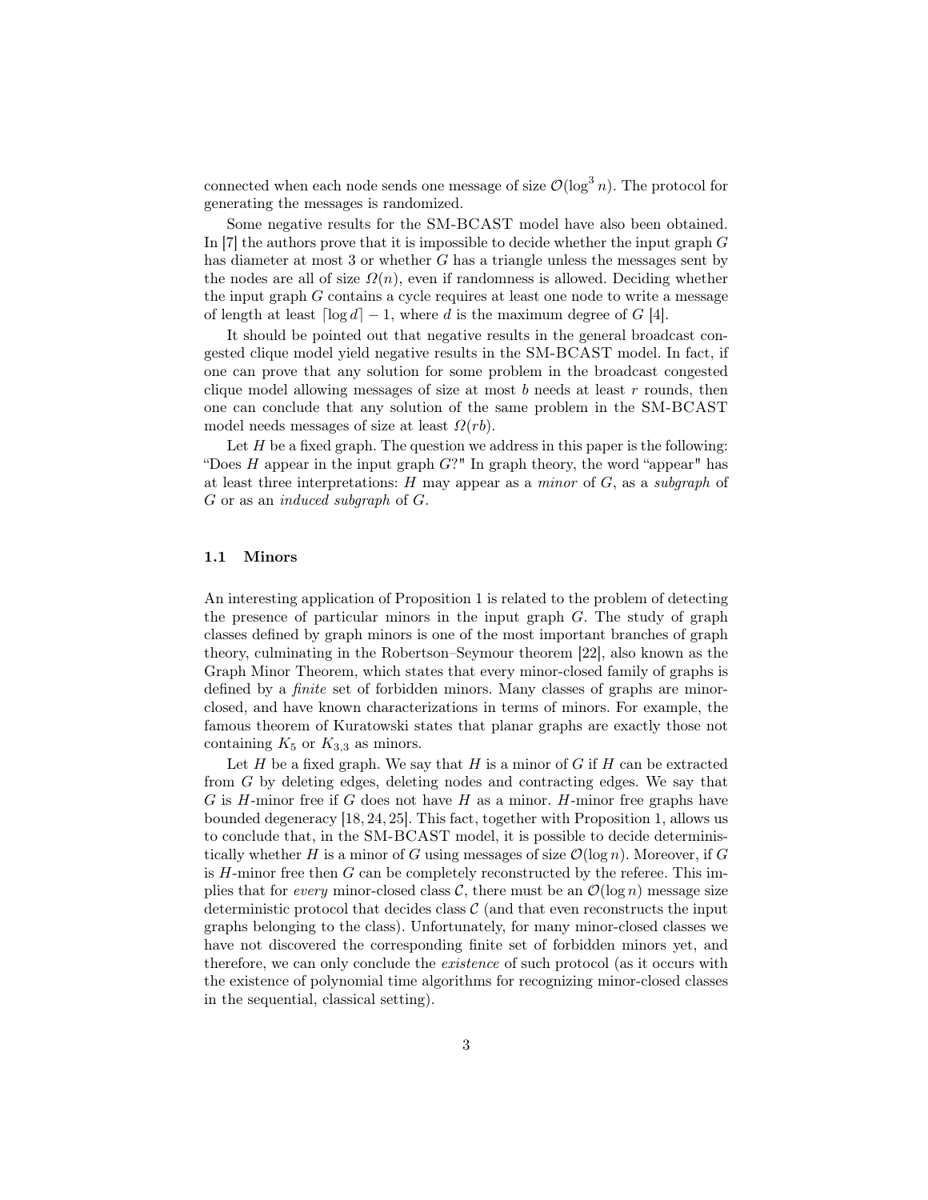connected when each node sends one message of size $\mathcal{O}(\log^3 n)$. The protocol for generating the messages is randomized.

Some negative results for the SM-BCAST model have also been obtained. In [7] the authors prove that it is impossible to decide whether the input graph $G$ has diameter at most 3 or whether $G$ has a triangle unless the messages sent by the nodes are all of size $\Omega(n)$, even if randomness is allowed. Deciding whether the input graph $G$ contains a cycle requires at least one node to write a message of length at least $\lceil \log d \rceil - 1$, where $d$ is the maximum degree of $G$ [4].

It should be pointed out that negative results in the general broadcast congested clique model yield negative results in the SM-BCAST model. In fact, if one can prove that any solution for some problem in the broadcast congested clique model allowing messages of size at most $b$ needs at least $r$ rounds, then one can conclude that any solution of the same problem in the SM-BCAST model needs messages of size at least $\Omega(rb)$.

Let $H$ be a fixed graph. The question we address in this paper is the following: "Does $H$ appear in the input graph $G$?" In graph theory, the word "appear" has at least three interpretations: $H$ may appear as a *minor* of $G$, as a *subgraph* of $G$ or as an *induced subgraph* of $G$.

### 1.1 Minors

An interesting application of Proposition 1 is related to the problem of detecting the presence of particular minors in the input graph $G$. The study of graph classes defined by graph minors is one of the most important branches of graph theory, culminating in the Robertson–Seymour theorem [22], also known as the Graph Minor Theorem, which states that every minor-closed family of graphs is defined by a *finite* set of forbidden minors. Many classes of graphs are minor-closed, and have known characterizations in terms of minors. For example, the famous theorem of Kuratowski states that planar graphs are exactly those not containing $K_5$ or $K_{3,3}$ as minors.

Let $H$ be a fixed graph. We say that $H$ is a minor of $G$ if $H$ can be extracted from $G$ by deleting edges, deleting nodes and contracting edges. We say that $G$ is $H$-minor free if $G$ does not have $H$ as a minor. $H$-minor free graphs have bounded degeneracy [18, 24, 25]. This fact, together with Proposition 1, allows us to conclude that, in the SM-BCAST model, it is possible to decide deterministically whether $H$ is a minor of $G$ using messages of size $\mathcal{O}(\log n)$. Moreover, if $G$ is $H$-minor free then $G$ can be completely reconstructed by the referee. This implies that for *every* minor-closed class $\mathcal{C}$, there must be an $\mathcal{O}(\log n)$ message size deterministic protocol that decides class $\mathcal{C}$ (and that even reconstructs the input graphs belonging to the class). Unfortunately, for many minor-closed classes we have not discovered the corresponding finite set of forbidden minors yet, and therefore, we can only conclude the *existence* of such protocol (as it occurs with the existence of polynomial time algorithms for recognizing minor-closed classes in the sequential, classical setting).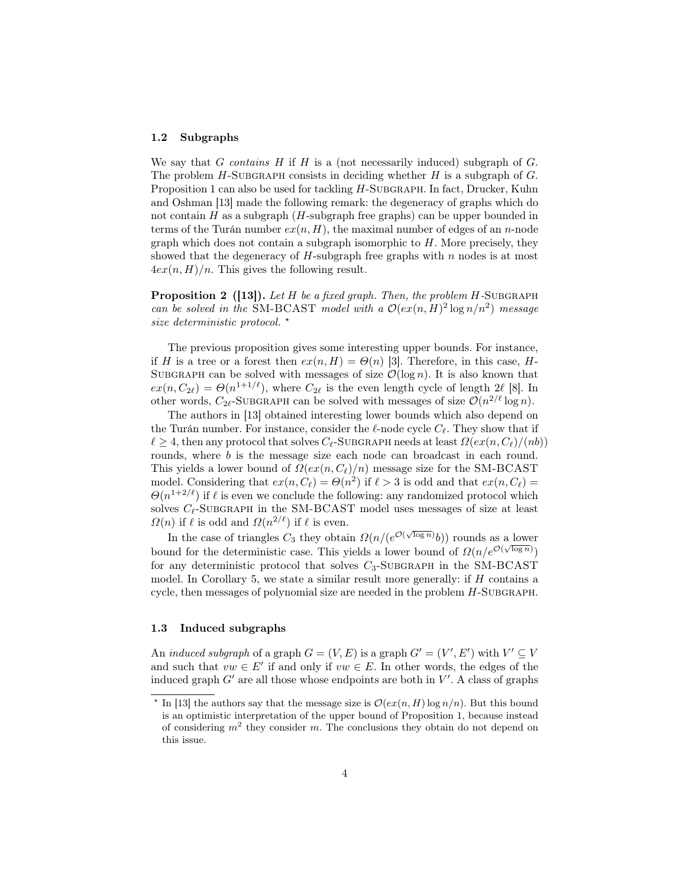### 1.2 Subgraphs

We say that $G$ *contains* $H$ if $H$ is a (not necessarily induced) subgraph of $G$. The problem $H$-Subgraph consists in deciding whether $H$ is a subgraph of $G$. Proposition 1 can also be used for tackling $H$-Subgraph. In fact, Drucker, Kuhn and Oshman [13] made the following remark: the degeneracy of graphs which do not contain $H$ as a subgraph ($H$-subgraph free graphs) can be upper bounded in terms of the Turán number $ex(n, H)$, the maximal number of edges of an $n$-node graph which does not contain a subgraph isomorphic to $H$. More precisely, they showed that the degeneracy of $H$-subgraph free graphs with $n$ nodes is at most $4ex(n, H)/n$. This gives the following result.

**Proposition 2 ([13]).** *Let $H$ be a fixed graph. Then, the problem $H$-Subgraph can be solved in the* SM-BCAST *model with a $\mathcal{O}(ex(n, H)^2 \log n/n^2)$ message size deterministic protocol.* ⋆

The previous proposition gives some interesting upper bounds. For instance, if $H$ is a tree or a forest then $ex(n, H) = \Theta(n)$ [3]. Therefore, in this case, $H$-Subgraph can be solved with messages of size $\mathcal{O}(\log n)$. It is also known that $ex(n, C_{2\ell}) = \Theta(n^{1+1/\ell})$, where $C_{2\ell}$ is the even length cycle of length $2\ell$ [8]. In other words, $C_{2\ell}$-Subgraph can be solved with messages of size $\mathcal{O}(n^{2/\ell} \log n)$.

The authors in [13] obtained interesting lower bounds which also depend on the Turán number. For instance, consider the $\ell$-node cycle $C_\ell$. They show that if $\ell \geq 4$, then any protocol that solves $C_\ell$-Subgraph needs at least $\Omega(ex(n, C_\ell)/(nb))$ rounds, where $b$ is the message size each node can broadcast in each round. This yields a lower bound of $\Omega(ex(n, C_\ell)/n)$ message size for the SM-BCAST model. Considering that $ex(n, C_\ell) = \Theta(n^2)$ if $\ell > 3$ is odd and that $ex(n, C_\ell) = \Theta(n^{1+2/\ell})$ if $\ell$ is even we conclude the following: any randomized protocol which solves $C_\ell$-Subgraph in the SM-BCAST model uses messages of size at least $\Omega(n)$ if $\ell$ is odd and $\Omega(n^{2/\ell})$ if $\ell$ is even.

In the case of triangles $C_3$ they obtain $\Omega(n/(e^{\mathcal{O}(\sqrt{\log n})} b))$ rounds as a lower bound for the deterministic case. This yields a lower bound of $\Omega(n/e^{\mathcal{O}(\sqrt{\log n})})$ for any deterministic protocol that solves $C_3$-Subgraph in the SM-BCAST model. In Corollary 5, we state a similar result more generally: if $H$ contains a cycle, then messages of polynomial size are needed in the problem $H$-Subgraph.

### 1.3 Induced subgraphs

An *induced subgraph* of a graph $G = (V, E)$ is a graph $G' = (V', E')$ with $V' \subseteq V$ and such that $vw \in E'$ if and only if $vw \in E$. In other words, the edges of the induced graph $G'$ are all those whose endpoints are both in $V'$. A class of graphs

---

⋆ In [13] the authors say that the message size is $\mathcal{O}(ex(n, H) \log n/n)$. But this bound is an optimistic interpretation of the upper bound of Proposition 1, because instead of considering $m^2$ they consider $m$. The conclusions they obtain do not depend on this issue.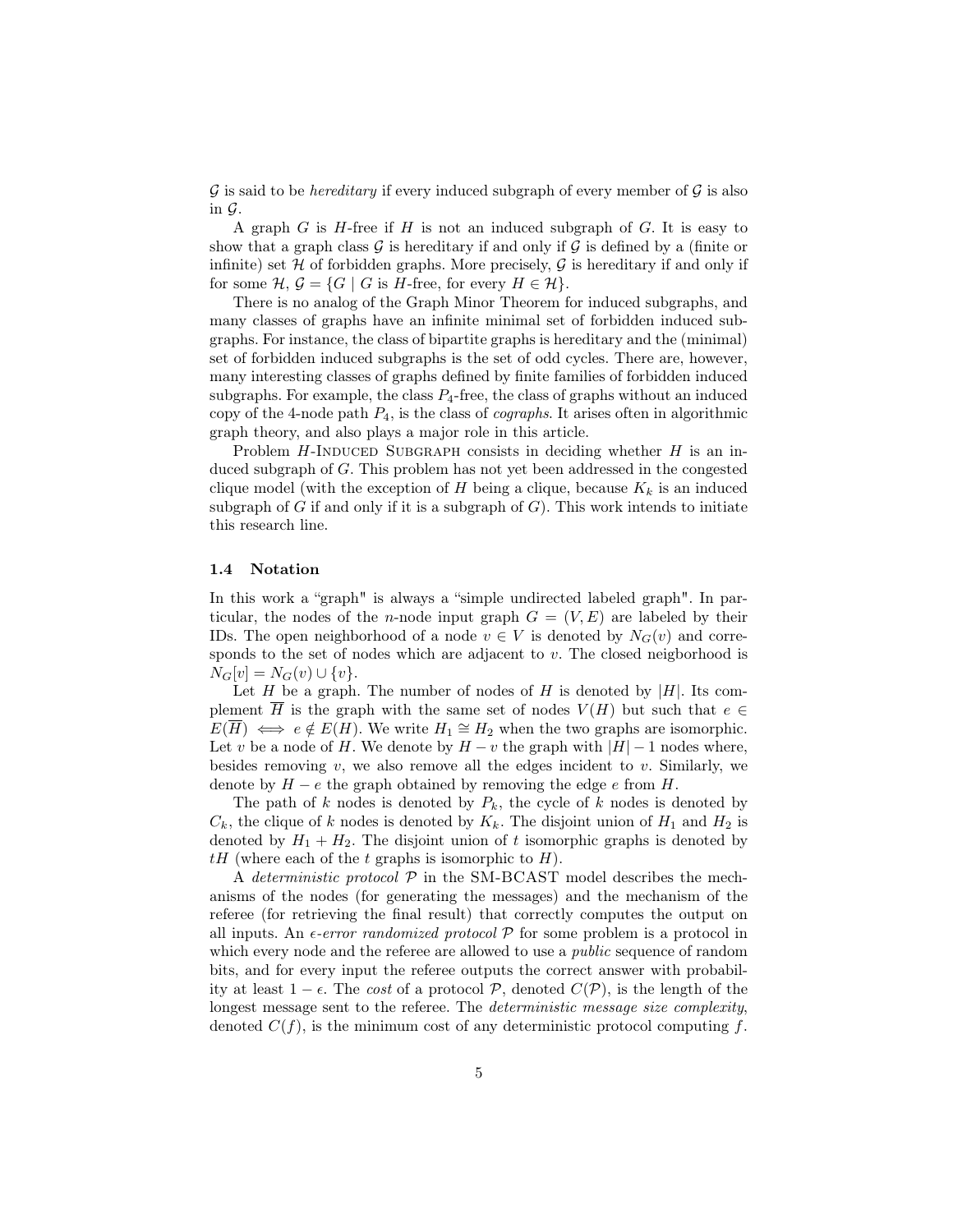$\mathcal{G}$ is said to be *hereditary* if every induced subgraph of every member of $\mathcal{G}$ is also in $\mathcal{G}$.

A graph $G$ is $H$-free if $H$ is not an induced subgraph of $G$. It is easy to show that a graph class $\mathcal{G}$ is hereditary if and only if $\mathcal{G}$ is defined by a (finite or infinite) set $\mathcal{H}$ of forbidden graphs. More precisely, $\mathcal{G}$ is hereditary if and only if for some $\mathcal{H}$, $\mathcal{G} = \{G \mid G \text{ is } H\text{-free, for every } H \in \mathcal{H}\}$.

There is no analog of the Graph Minor Theorem for induced subgraphs, and many classes of graphs have an infinite minimal set of forbidden induced subgraphs. For instance, the class of bipartite graphs is hereditary and the (minimal) set of forbidden induced subgraphs is the set of odd cycles. There are, however, many interesting classes of graphs defined by finite families of forbidden induced subgraphs. For example, the class $P_4$-free, the class of graphs without an induced copy of the 4-node path $P_4$, is the class of *cographs*. It arises often in algorithmic graph theory, and also plays a major role in this article.

Problem $H$-Induced Subgraph consists in deciding whether $H$ is an induced subgraph of $G$. This problem has not yet been addressed in the congested clique model (with the exception of $H$ being a clique, because $K_k$ is an induced subgraph of $G$ if and only if it is a subgraph of $G$). This work intends to initiate this research line.

### 1.4 Notation

In this work a "graph" is always a "simple undirected labeled graph". In particular, the nodes of the $n$-node input graph $G = (V, E)$ are labeled by their IDs. The open neighborhood of a node $v \in V$ is denoted by $N_G(v)$ and corresponds to the set of nodes which are adjacent to $v$. The closed neigborhood is $N_G[v] = N_G(v) \cup \{v\}$.

Let $H$ be a graph. The number of nodes of $H$ is denoted by $|H|$. Its complement $\overline{H}$ is the graph with the same set of nodes $V(H)$ but such that $e \in E(\overline{H}) \iff e \notin E(H)$. We write $H_1 \cong H_2$ when the two graphs are isomorphic. Let $v$ be a node of $H$. We denote by $H - v$ the graph with $|H| - 1$ nodes where, besides removing $v$, we also remove all the edges incident to $v$. Similarly, we denote by $H - e$ the graph obtained by removing the edge $e$ from $H$.

The path of $k$ nodes is denoted by $P_k$, the cycle of $k$ nodes is denoted by $C_k$, the clique of $k$ nodes is denoted by $K_k$. The disjoint union of $H_1$ and $H_2$ is denoted by $H_1 + H_2$. The disjoint union of $t$ isomorphic graphs is denoted by $tH$ (where each of the $t$ graphs is isomorphic to $H$).

A *deterministic protocol* $\mathcal{P}$ in the SM-BCAST model describes the mechanisms of the nodes (for generating the messages) and the mechanism of the referee (for retrieving the final result) that correctly computes the output on all inputs. An $\epsilon$*-error randomized protocol* $\mathcal{P}$ for some problem is a protocol in which every node and the referee are allowed to use a *public* sequence of random bits, and for every input the referee outputs the correct answer with probability at least $1 - \epsilon$. The *cost* of a protocol $\mathcal{P}$, denoted $C(\mathcal{P})$, is the length of the longest message sent to the referee. The *deterministic message size complexity*, denoted $C(f)$, is the minimum cost of any deterministic protocol computing $f$.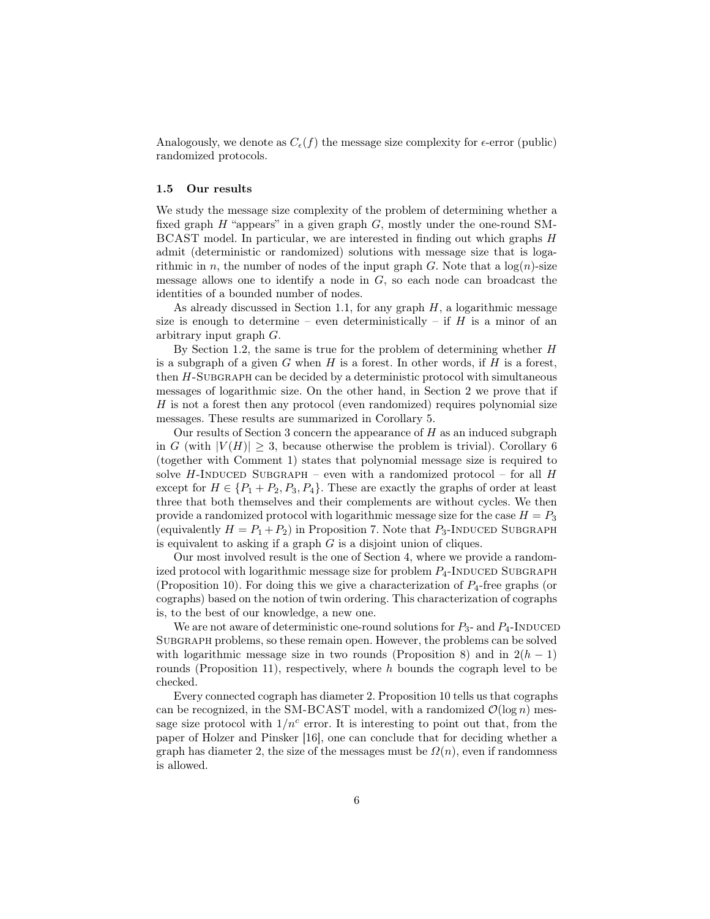Analogously, we denote as $C_\epsilon(f)$ the message size complexity for $\epsilon$-error (public) randomized protocols.

### 1.5 Our results

We study the message size complexity of the problem of determining whether a fixed graph $H$ "appears" in a given graph $G$, mostly under the one-round SM-BCAST model. In particular, we are interested in finding out which graphs $H$ admit (deterministic or randomized) solutions with message size that is logarithmic in $n$, the number of nodes of the input graph $G$. Note that a $\log(n)$-size message allows one to identify a node in $G$, so each node can broadcast the identities of a bounded number of nodes.

As already discussed in Section 1.1, for any graph $H$, a logarithmic message size is enough to determine – even deterministically – if $H$ is a minor of an arbitrary input graph $G$.

By Section 1.2, the same is true for the problem of determining whether $H$ is a subgraph of a given $G$ when $H$ is a forest. In other words, if $H$ is a forest, then $H$-Subgraph can be decided by a deterministic protocol with simultaneous messages of logarithmic size. On the other hand, in Section 2 we prove that if $H$ is not a forest then any protocol (even randomized) requires polynomial size messages. These results are summarized in Corollary 5.

Our results of Section 3 concern the appearance of $H$ as an induced subgraph in $G$ (with $|V(H)| \geq 3$, because otherwise the problem is trivial). Corollary 6 (together with Comment 1) states that polynomial message size is required to solve $H$-Induced Subgraph – even with a randomized protocol – for all $H$ except for $H \in \{P_1 + P_2, P_3, P_4\}$. These are exactly the graphs of order at least three that both themselves and their complements are without cycles. We then provide a randomized protocol with logarithmic message size for the case $H = P_3$ (equivalently $H = P_1 + P_2$) in Proposition 7. Note that $P_3$-Induced Subgraph is equivalent to asking if a graph $G$ is a disjoint union of cliques.

Our most involved result is the one of Section 4, where we provide a randomized protocol with logarithmic message size for problem $P_4$-Induced Subgraph (Proposition 10). For doing this we give a characterization of $P_4$-free graphs (or cographs) based on the notion of twin ordering. This characterization of cographs is, to the best of our knowledge, a new one.

We are not aware of deterministic one-round solutions for $P_3$- and $P_4$-Induced Subgraph problems, so these remain open. However, the problems can be solved with logarithmic message size in two rounds (Proposition 8) and in $2(h-1)$ rounds (Proposition 11), respectively, where $h$ bounds the cograph level to be checked.

Every connected cograph has diameter 2. Proposition 10 tells us that cographs can be recognized, in the SM-BCAST model, with a randomized $\mathcal{O}(\log n)$ message size protocol with $1/n^c$ error. It is interesting to point out that, from the paper of Holzer and Pinsker [16], one can conclude that for deciding whether a graph has diameter 2, the size of the messages must be $\Omega(n)$, even if randomness is allowed.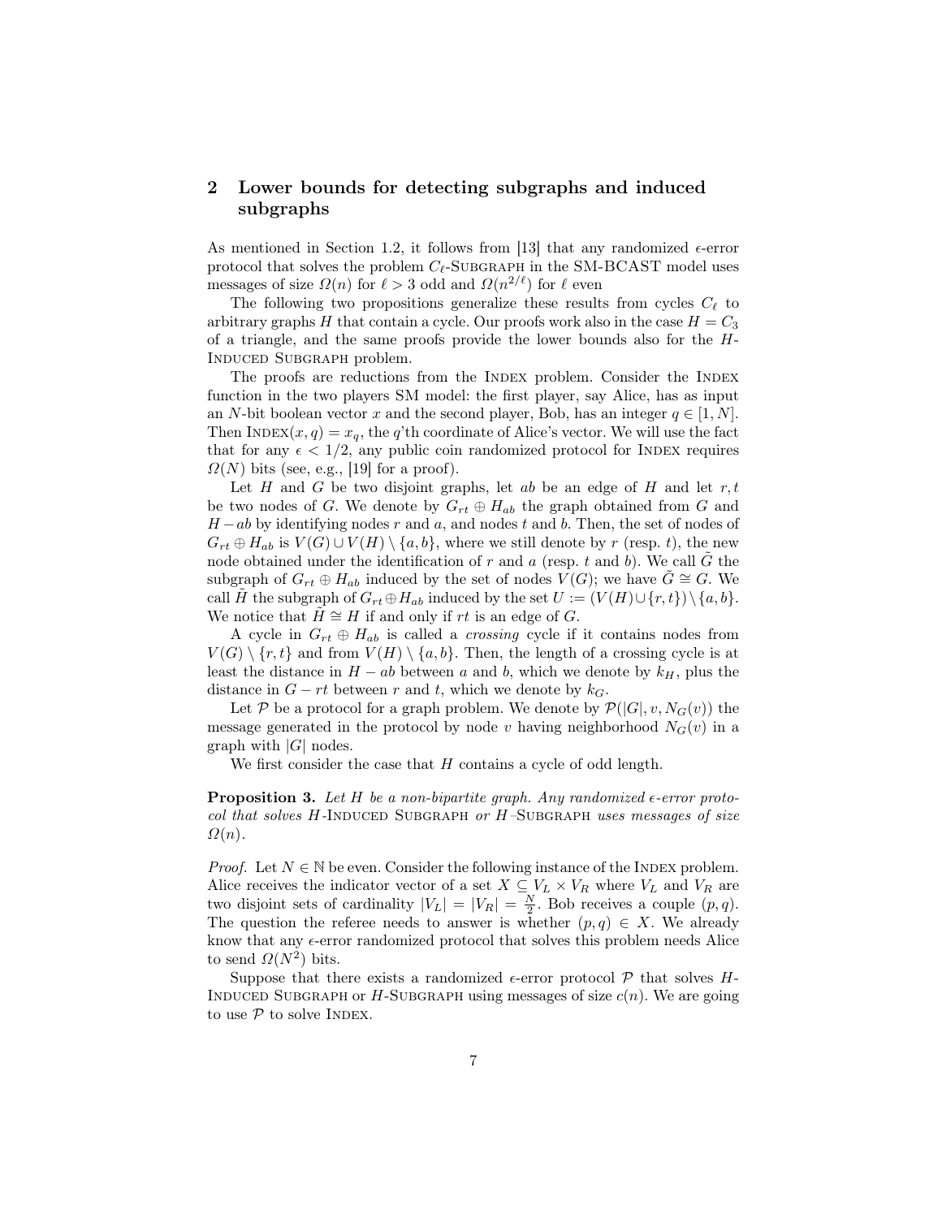## 2 Lower bounds for detecting subgraphs and induced subgraphs

As mentioned in Section 1.2, it follows from [13] that any randomized $\epsilon$-error protocol that solves the problem $C_\ell$-SUBGRAPH in the SM-BCAST model uses messages of size $\Omega(n)$ for $\ell > 3$ odd and $\Omega(n^{2/\ell})$ for $\ell$ even

The following two propositions generalize these results from cycles $C_\ell$ to arbitrary graphs $H$ that contain a cycle. Our proofs work also in the case $H = C_3$ of a triangle, and the same proofs provide the lower bounds also for the $H$-INDUCED SUBGRAPH problem.

The proofs are reductions from the INDEX problem. Consider the INDEX function in the two players SM model: the first player, say Alice, has as input an $N$-bit boolean vector $x$ and the second player, Bob, has an integer $q \in [1, N]$. Then $\text{INDEX}(x, q) = x_q$, the $q$'th coordinate of Alice's vector. We will use the fact that for any $\epsilon < 1/2$, any public coin randomized protocol for INDEX requires $\Omega(N)$ bits (see, e.g., [19] for a proof).

Let $H$ and $G$ be two disjoint graphs, let $ab$ be an edge of $H$ and let $r, t$ be two nodes of $G$. We denote by $G_{rt} \oplus H_{ab}$ the graph obtained from $G$ and $H - ab$ by identifying nodes $r$ and $a$, and nodes $t$ and $b$. Then, the set of nodes of $G_{rt} \oplus H_{ab}$ is $V(G) \cup V(H) \setminus \{a, b\}$, where we still denote by $r$ (resp. $t$), the new node obtained under the identification of $r$ and $a$ (resp. $t$ and $b$). We call $\tilde{G}$ the subgraph of $G_{rt} \oplus H_{ab}$ induced by the set of nodes $V(G)$; we have $\tilde{G} \cong G$. We call $\tilde{H}$ the subgraph of $G_{rt} \oplus H_{ab}$ induced by the set $U := (V(H) \cup \{r, t\}) \setminus \{a, b\}$. We notice that $\tilde{H} \cong H$ if and only if $rt$ is an edge of $G$.

A cycle in $G_{rt} \oplus H_{ab}$ is called a *crossing* cycle if it contains nodes from $V(G) \setminus \{r, t\}$ and from $V(H) \setminus \{a, b\}$. Then, the length of a crossing cycle is at least the distance in $H - ab$ between $a$ and $b$, which we denote by $k_H$, plus the distance in $G - rt$ between $r$ and $t$, which we denote by $k_G$.

Let $\mathcal{P}$ be a protocol for a graph problem. We denote by $\mathcal{P}(|G|, v, N_G(v))$ the message generated in the protocol by node $v$ having neighborhood $N_G(v)$ in a graph with $|G|$ nodes.

We first consider the case that $H$ contains a cycle of odd length.

**Proposition 3.** *Let $H$ be a non-bipartite graph. Any randomized $\epsilon$-error protocol that solves $H$-INDUCED SUBGRAPH or $H$–SUBGRAPH uses messages of size $\Omega(n)$.*

*Proof.* Let $N \in \mathbb{N}$ be even. Consider the following instance of the INDEX problem. Alice receives the indicator vector of a set $X \subseteq V_L \times V_R$ where $V_L$ and $V_R$ are two disjoint sets of cardinality $|V_L| = |V_R| = \frac{N}{2}$. Bob receives a couple $(p, q)$. The question the referee needs to answer is whether $(p, q) \in X$. We already know that any $\epsilon$-error randomized protocol that solves this problem needs Alice to send $\Omega(N^2)$ bits.

Suppose that there exists a randomized $\epsilon$-error protocol $\mathcal{P}$ that solves $H$-INDUCED SUBGRAPH or $H$-SUBGRAPH using messages of size $c(n)$. We are going to use $\mathcal{P}$ to solve INDEX.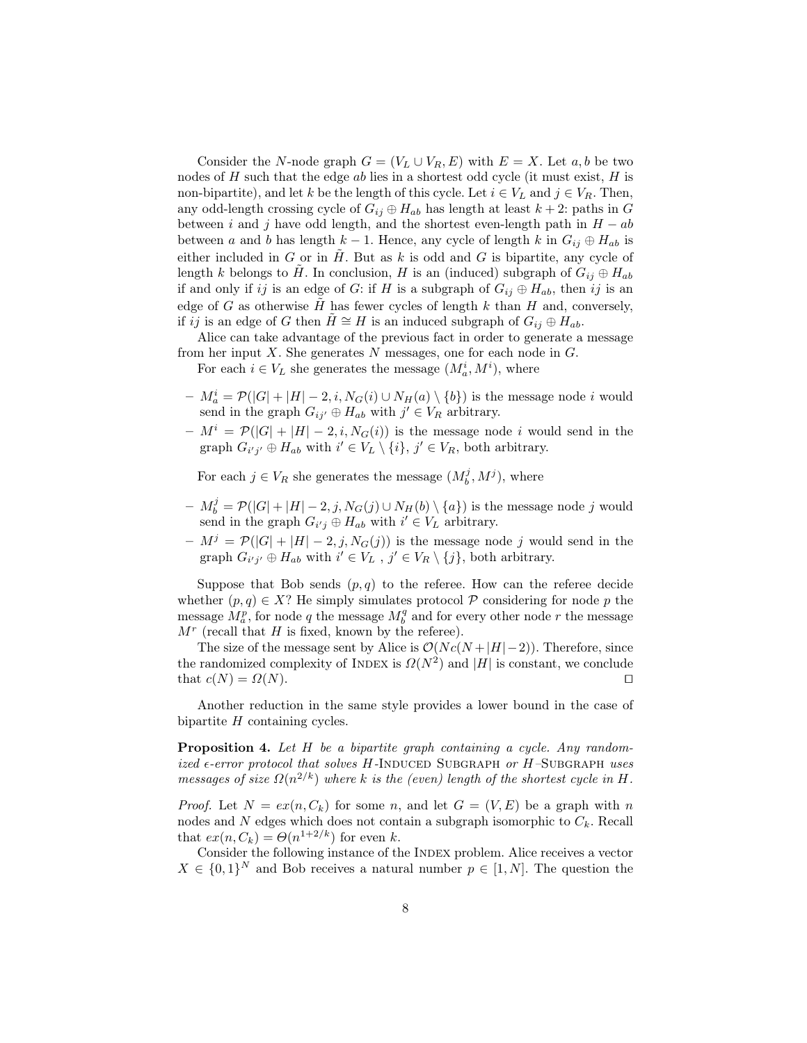Consider the $N$-node graph $G = (V_L \cup V_R, E)$ with $E = X$. Let $a, b$ be two nodes of $H$ such that the edge $ab$ lies in a shortest odd cycle (it must exist, $H$ is non-bipartite), and let $k$ be the length of this cycle. Let $i \in V_L$ and $j \in V_R$. Then, any odd-length crossing cycle of $G_{ij} \oplus H_{ab}$ has length at least $k+2$: paths in $G$ between $i$ and $j$ have odd length, and the shortest even-length path in $H - ab$ between $a$ and $b$ has length $k-1$. Hence, any cycle of length $k$ in $G_{ij} \oplus H_{ab}$ is either included in $G$ or in $\tilde{H}$. But as $k$ is odd and $G$ is bipartite, any cycle of length $k$ belongs to $\tilde{H}$. In conclusion, $H$ is an (induced) subgraph of $G_{ij} \oplus H_{ab}$ if and only if $ij$ is an edge of $G$: if $H$ is a subgraph of $G_{ij} \oplus H_{ab}$, then $ij$ is an edge of $G$ as otherwise $\tilde{H}$ has fewer cycles of length $k$ than $H$ and, conversely, if $ij$ is an edge of $G$ then $\tilde{H} \cong H$ is an induced subgraph of $G_{ij} \oplus H_{ab}$.

Alice can take advantage of the previous fact in order to generate a message from her input $X$. She generates $N$ messages, one for each node in $G$.

For each $i \in V_L$ she generates the message $(M_a^i, M^i)$, where

- $M_a^i = \mathcal{P}(|G| + |H| - 2, i, N_G(i) \cup N_H(a) \setminus \{b\})$ is the message node $i$ would send in the graph $G_{ij'} \oplus H_{ab}$ with $j' \in V_R$ arbitrary.
- $M^i = \mathcal{P}(|G| + |H| - 2, i, N_G(i))$ is the message node $i$ would send in the graph $G_{i'j'} \oplus H_{ab}$ with $i' \in V_L \setminus \{i\}$, $j' \in V_R$, both arbitrary.

For each $j \in V_R$ she generates the message $(M_b^j, M^j)$, where

- $M_b^j = \mathcal{P}(|G| + |H| - 2, j, N_G(j) \cup N_H(b) \setminus \{a\})$ is the message node $j$ would send in the graph $G_{i'j} \oplus H_{ab}$ with $i' \in V_L$ arbitrary.
- $M^j = \mathcal{P}(|G| + |H| - 2, j, N_G(j))$ is the message node $j$ would send in the graph $G_{i'j'} \oplus H_{ab}$ with $i' \in V_L$ , $j' \in V_R \setminus \{j\}$, both arbitrary.

Suppose that Bob sends $(p, q)$ to the referee. How can the referee decide whether $(p, q) \in X$? He simply simulates protocol $\mathcal{P}$ considering for node $p$ the message $M_a^p$, for node $q$ the message $M_b^q$ and for every other node $r$ the message $M^r$ (recall that $H$ is fixed, known by the referee).

The size of the message sent by Alice is $\mathcal{O}(Nc(N + |H| - 2))$. Therefore, since the randomized complexity of INDEX is $\Omega(N^2)$ and $|H|$ is constant, we conclude that $c(N) = \Omega(N)$. $\square$

Another reduction in the same style provides a lower bound in the case of bipartite $H$ containing cycles.

**Proposition 4.** *Let $H$ be a bipartite graph containing a cycle. Any randomized $\epsilon$-error protocol that solves $H$-INDUCED SUBGRAPH or $H$–SUBGRAPH uses messages of size $\Omega(n^{2/k})$ where $k$ is the (even) length of the shortest cycle in $H$.*

*Proof.* Let $N = ex(n, C_k)$ for some $n$, and let $G = (V, E)$ be a graph with $n$ nodes and $N$ edges which does not contain a subgraph isomorphic to $C_k$. Recall that $ex(n, C_k) = \Theta(n^{1+2/k})$ for even $k$.

Consider the following instance of the INDEX problem. Alice receives a vector $X \in \{0, 1\}^N$ and Bob receives a natural number $p \in [1, N]$. The question the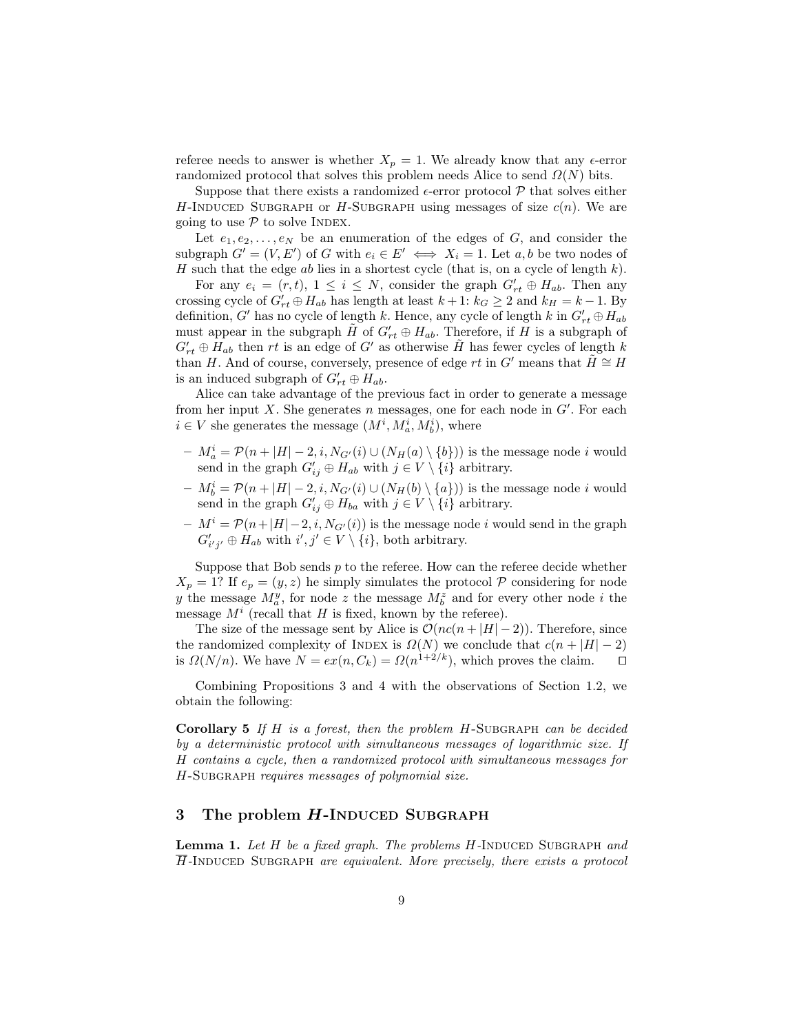referee needs to answer is whether $X_p = 1$. We already know that any $\epsilon$-error randomized protocol that solves this problem needs Alice to send $\Omega(N)$ bits.

Suppose that there exists a randomized $\epsilon$-error protocol $\mathcal{P}$ that solves either $H$-Induced Subgraph or $H$-Subgraph using messages of size $c(n)$. We are going to use $\mathcal{P}$ to solve Index.

Let $e_1, e_2, \ldots, e_N$ be an enumeration of the edges of $G$, and consider the subgraph $G' = (V, E')$ of $G$ with $e_i \in E' \iff X_i = 1$. Let $a, b$ be two nodes of $H$ such that the edge $ab$ lies in a shortest cycle (that is, on a cycle of length $k$).

For any $e_i = (r, t)$, $1 \leq i \leq N$, consider the graph $G'_{rt} \oplus H_{ab}$. Then any crossing cycle of $G'_{rt} \oplus H_{ab}$ has length at least $k+1$: $k_G \geq 2$ and $k_H = k - 1$. By definition, $G'$ has no cycle of length $k$. Hence, any cycle of length $k$ in $G'_{rt} \oplus H_{ab}$ must appear in the subgraph $\tilde{H}$ of $G'_{rt} \oplus H_{ab}$. Therefore, if $H$ is a subgraph of $G'_{rt} \oplus H_{ab}$ then $rt$ is an edge of $G'$ as otherwise $\tilde{H}$ has fewer cycles of length $k$ than $H$. And of course, conversely, presence of edge $rt$ in $G'$ means that $\tilde{H} \cong H$ is an induced subgraph of $G'_{rt} \oplus H_{ab}$.

Alice can take advantage of the previous fact in order to generate a message from her input $X$. She generates $n$ messages, one for each node in $G'$. For each $i \in V$ she generates the message $(M^i, M^i_a, M^i_b)$, where

- $M^i_a = \mathcal{P}(n + |H| - 2, i, N_{G'}(i) \cup (N_H(a) \setminus \{b\}))$ is the message node $i$ would send in the graph $G'_{ij} \oplus H_{ab}$ with $j \in V \setminus \{i\}$ arbitrary.
- $M^i_b = \mathcal{P}(n + |H| - 2, i, N_{G'}(i) \cup (N_H(b) \setminus \{a\}))$ is the message node $i$ would send in the graph $G'_{ij} \oplus H_{ba}$ with $j \in V \setminus \{i\}$ arbitrary.
- $M^i = \mathcal{P}(n + |H| - 2, i, N_{G'}(i))$ is the message node $i$ would send in the graph $G'_{i'j'} \oplus H_{ab}$ with $i', j' \in V \setminus \{i\}$, both arbitrary.

Suppose that Bob sends $p$ to the referee. How can the referee decide whether $X_p = 1$? If $e_p = (y, z)$ he simply simulates the protocol $\mathcal{P}$ considering for node $y$ the message $M^y_a$, for node $z$ the message $M^z_b$ and for every other node $i$ the message $M^i$ (recall that $H$ is fixed, known by the referee).

The size of the message sent by Alice is $\mathcal{O}(nc(n + |H| - 2))$. Therefore, since the randomized complexity of Index is $\Omega(N)$ we conclude that $c(n + |H| - 2)$ is $\Omega(N/n)$. We have $N = ex(n, C_k) = \Omega(n^{1+2/k})$, which proves the claim. $\square$

Combining Propositions 3 and 4 with the observations of Section 1.2, we obtain the following:

**Corollary 5** *If $H$ is a forest, then the problem $H$-Subgraph can be decided by a deterministic protocol with simultaneous messages of logarithmic size. If $H$ contains a cycle, then a randomized protocol with simultaneous messages for $H$-Subgraph requires messages of polynomial size.*

## 3 The problem *H*-Induced Subgraph

**Lemma 1.** *Let $H$ be a fixed graph. The problems $H$-Induced Subgraph and $\overline{H}$-Induced Subgraph are equivalent. More precisely, there exists a protocol*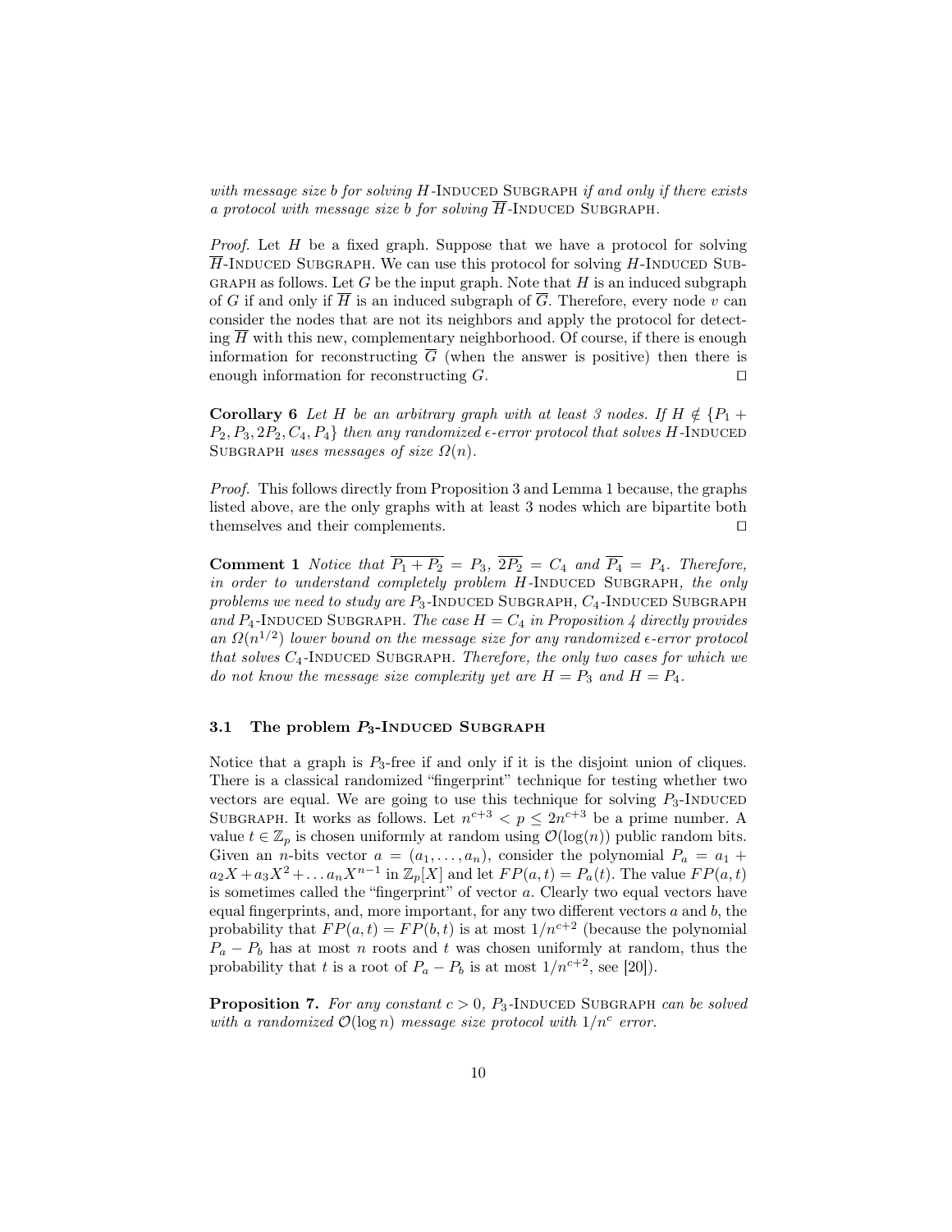*with message size b for solving H-Induced Subgraph if and only if there exists a protocol with message size b for solving $\overline{H}$-Induced Subgraph.*

*Proof.* Let $H$ be a fixed graph. Suppose that we have a protocol for solving $\overline{H}$-Induced Subgraph. We can use this protocol for solving $H$-Induced Subgraph as follows. Let $G$ be the input graph. Note that $H$ is an induced subgraph of $G$ if and only if $\overline{H}$ is an induced subgraph of $\overline{G}$. Therefore, every node $v$ can consider the nodes that are not its neighbors and apply the protocol for detecting $\overline{H}$ with this new, complementary neighborhood. Of course, if there is enough information for reconstructing $\overline{G}$ (when the answer is positive) then there is enough information for reconstructing $G$. ◻

**Corollary 6** *Let $H$ be an arbitrary graph with at least 3 nodes. If $H \notin \{P_1 + P_2, P_3, 2P_2, C_4, P_4\}$ then any randomized $\epsilon$-error protocol that solves $H$-Induced Subgraph uses messages of size $\Omega(n)$.*

*Proof.* This follows directly from Proposition 3 and Lemma 1 because, the graphs listed above, are the only graphs with at least 3 nodes which are bipartite both themselves and their complements. ◻

**Comment 1** *Notice that $\overline{P_1 + P_2} = P_3$, $\overline{2P_2} = C_4$ and $\overline{P_4} = P_4$. Therefore, in order to understand completely problem $H$-Induced Subgraph, the only problems we need to study are $P_3$-Induced Subgraph, $C_4$-Induced Subgraph and $P_4$-Induced Subgraph. The case $H = C_4$ in Proposition 4 directly provides an $\Omega(n^{1/2})$ lower bound on the message size for any randomized $\epsilon$-error protocol that solves $C_4$-Induced Subgraph. Therefore, the only two cases for which we do not know the message size complexity yet are $H = P_3$ and $H = P_4$.*

### 3.1 The problem $P_3$-Induced Subgraph

Notice that a graph is $P_3$-free if and only if it is the disjoint union of cliques. There is a classical randomized "fingerprint" technique for testing whether two vectors are equal. We are going to use this technique for solving $P_3$-Induced Subgraph. It works as follows. Let $n^{c+3} < p \leq 2n^{c+3}$ be a prime number. A value $t \in \mathbb{Z}_p$ is chosen uniformly at random using $\mathcal{O}(\log(n))$ public random bits. Given an $n$-bits vector $a = (a_1, \dots, a_n)$, consider the polynomial $P_a = a_1 + a_2X + a_3X^2 + \dots a_nX^{n-1}$ in $\mathbb{Z}_p[X]$ and let $FP(a,t) = P_a(t)$. The value $FP(a,t)$ is sometimes called the "fingerprint" of vector $a$. Clearly two equal vectors have equal fingerprints, and, more important, for any two different vectors $a$ and $b$, the probability that $FP(a,t) = FP(b,t)$ is at most $1/n^{c+2}$ (because the polynomial $P_a - P_b$ has at most $n$ roots and $t$ was chosen uniformly at random, thus the probability that $t$ is a root of $P_a - P_b$ is at most $1/n^{c+2}$, see [20]).

**Proposition 7.** *For any constant $c > 0$, $P_3$-Induced Subgraph can be solved with a randomized $\mathcal{O}(\log n)$ message size protocol with $1/n^c$ error.*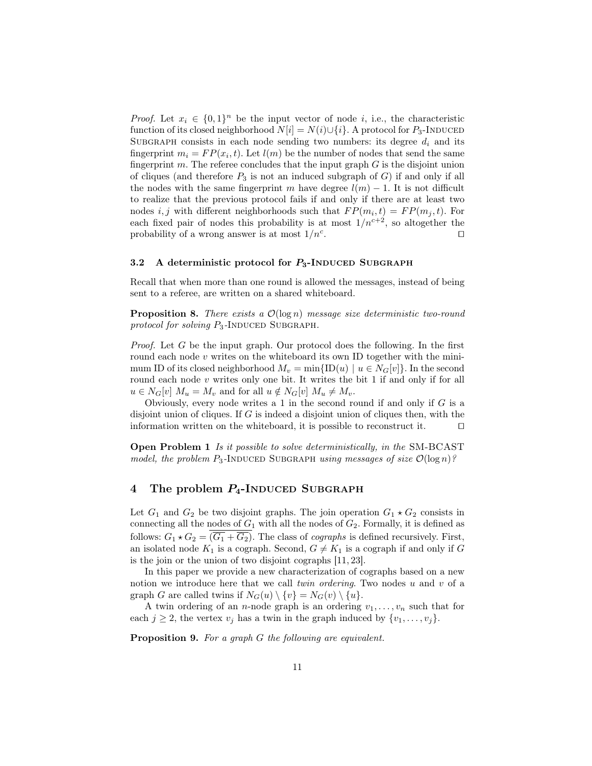*Proof.* Let $x_i \in \{0,1\}^n$ be the input vector of node $i$, i.e., the characteristic function of its closed neighborhood $N[i] = N(i) \cup \{i\}$. A protocol for $P_3$-Induced Subgraph consists in each node sending two numbers: its degree $d_i$ and its fingerprint $m_i = FP(x_i, t)$. Let $l(m)$ be the number of nodes that send the same fingerprint $m$. The referee concludes that the input graph $G$ is the disjoint union of cliques (and therefore $P_3$ is not an induced subgraph of $G$) if and only if all the nodes with the same fingerprint $m$ have degree $l(m) - 1$. It is not difficult to realize that the previous protocol fails if and only if there are at least two nodes $i, j$ with different neighborhoods such that $FP(m_i, t) = FP(m_j, t)$. For each fixed pair of nodes this probability is at most $1/n^{c+2}$, so altogether the probability of a wrong answer is at most $1/n^c$. □

### 3.2 A deterministic protocol for $P_3$-Induced Subgraph

Recall that when more than one round is allowed the messages, instead of being sent to a referee, are written on a shared whiteboard.

**Proposition 8.** *There exists a $\mathcal{O}(\log n)$ message size deterministic two-round protocol for solving $P_3$-Induced Subgraph.*

*Proof.* Let $G$ be the input graph. Our protocol does the following. In the first round each node $v$ writes on the whiteboard its own ID together with the minimum ID of its closed neighborhood $M_v = \min\{\text{ID}(u) \mid u \in N_G[v]\}$. In the second round each node $v$ writes only one bit. It writes the bit 1 if and only if for all $u \in N_G[v]$ $M_u = M_v$ and for all $u \notin N_G[v]$ $M_u \neq M_v$.

Obviously, every node writes a 1 in the second round if and only if $G$ is a disjoint union of cliques. If $G$ is indeed a disjoint union of cliques then, with the information written on the whiteboard, it is possible to reconstruct it. □

**Open Problem 1** *Is it possible to solve deterministically, in the* SM-BCAST *model, the problem $P_3$-Induced Subgraph using messages of size $\mathcal{O}(\log n)$?*

## 4 The problem $P_4$-Induced Subgraph

Let $G_1$ and $G_2$ be two disjoint graphs. The join operation $G_1 \star G_2$ consists in connecting all the nodes of $G_1$ with all the nodes of $G_2$. Formally, it is defined as follows: $G_1 \star G_2 = \overline{(\overline{G_1} + \overline{G_2})}$. The class of *cographs* is defined recursively. First, an isolated node $K_1$ is a cograph. Second, $G \neq K_1$ is a cograph if and only if $G$ is the join or the union of two disjoint cographs [11, 23].

In this paper we provide a new characterization of cographs based on a new notion we introduce here that we call *twin ordering*. Two nodes $u$ and $v$ of a graph $G$ are called twins if $N_G(u) \setminus \{v\} = N_G(v) \setminus \{u\}$.

A twin ordering of an $n$-node graph is an ordering $v_1, \ldots, v_n$ such that for each $j \geq 2$, the vertex $v_j$ has a twin in the graph induced by $\{v_1, \ldots, v_j\}$.

**Proposition 9.** *For a graph $G$ the following are equivalent.*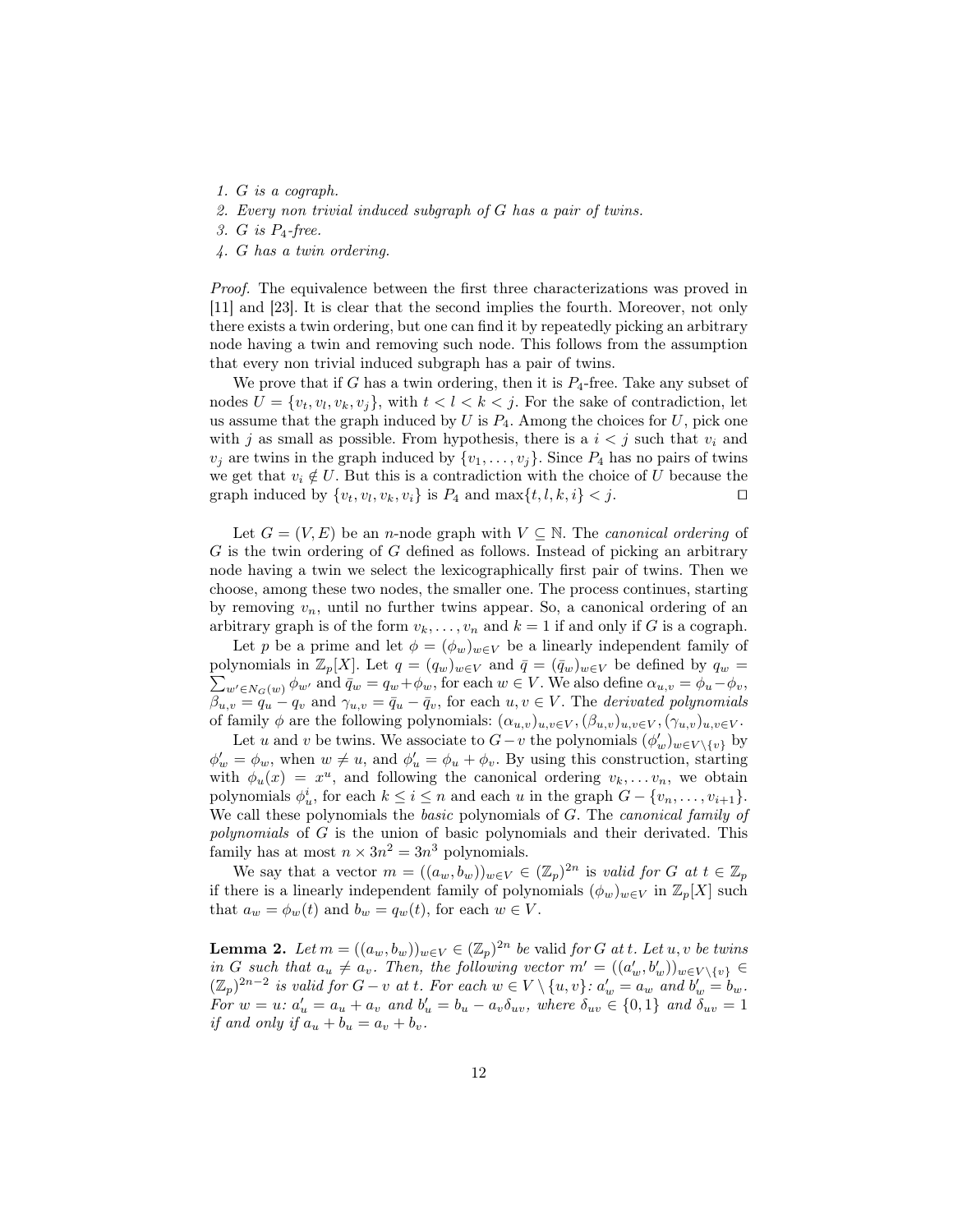1. *$G$ is a cograph.*
2. *Every non trivial induced subgraph of $G$ has a pair of twins.*
3. *$G$ is $P_4$-free.*
4. *$G$ has a twin ordering.*

*Proof.* The equivalence between the first three characterizations was proved in [11] and [23]. It is clear that the second implies the fourth. Moreover, not only there exists a twin ordering, but one can find it by repeatedly picking an arbitrary node having a twin and removing such node. This follows from the assumption that every non trivial induced subgraph has a pair of twins.

We prove that if $G$ has a twin ordering, then it is $P_4$-free. Take any subset of nodes $U = \{v_t, v_l, v_k, v_j\}$, with $t < l < k < j$. For the sake of contradiction, let us assume that the graph induced by $U$ is $P_4$. Among the choices for $U$, pick one with $j$ as small as possible. From hypothesis, there is a $i < j$ such that $v_i$ and $v_j$ are twins in the graph induced by $\{v_1, \ldots, v_j\}$. Since $P_4$ has no pairs of twins we get that $v_i \notin U$. But this is a contradiction with the choice of $U$ because the graph induced by $\{v_t, v_l, v_k, v_i\}$ is $P_4$ and $\max\{t, l, k, i\} < j$. ⊓⊔

Let $G = (V, E)$ be an $n$-node graph with $V \subseteq \mathbb{N}$. The *canonical ordering* of $G$ is the twin ordering of $G$ defined as follows. Instead of picking an arbitrary node having a twin we select the lexicographically first pair of twins. Then we choose, among these two nodes, the smaller one. The process continues, starting by removing $v_n$, until no further twins appear. So, a canonical ordering of an arbitrary graph is of the form $v_k, \ldots, v_n$ and $k = 1$ if and only if $G$ is a cograph.

Let $p$ be a prime and let $\phi = (\phi_w)_{w \in V}$ be a linearly independent family of polynomials in $\mathbb{Z}_p[X]$. Let $q = (q_w)_{w \in V}$ and $\bar{q} = (\bar{q}_w)_{w \in V}$ be defined by $q_w = \sum_{w' \in N_G(w)} \phi_{w'}$ and $\bar{q}_w = q_w + \phi_w$, for each $w \in V$. We also define $\alpha_{u,v} = \phi_u - \phi_v$, $\beta_{u,v} = q_u - q_v$ and $\gamma_{u,v} = \bar{q}_u - \bar{q}_v$, for each $u, v \in V$. The *derivated polynomials* of family $\phi$ are the following polynomials: $(\alpha_{u,v})_{u,v \in V}, (\beta_{u,v})_{u,v \in V}, (\gamma_{u,v})_{u,v \in V}$.

Let $u$ and $v$ be twins. We associate to $G - v$ the polynomials $(\phi'_w)_{w \in V \setminus \{v\}}$ by $\phi'_w = \phi_w$, when $w \neq u$, and $\phi'_u = \phi_u + \phi_v$. By using this construction, starting with $\phi_u(x) = x^u$, and following the canonical ordering $v_k, \ldots v_n$, we obtain polynomials $\phi^i_u$, for each $k \leq i \leq n$ and each $u$ in the graph $G - \{v_n, \ldots, v_{i+1}\}$. We call these polynomials the *basic* polynomials of $G$. The *canonical family of polynomials* of $G$ is the union of basic polynomials and their derivated. This family has at most $n \times 3n^2 = 3n^3$ polynomials.

We say that a vector $m = ((a_w, b_w))_{w \in V} \in (\mathbb{Z}_p)^{2n}$ is *valid for $G$ at $t \in \mathbb{Z}_p$* if there is a linearly independent family of polynomials $(\phi_w)_{w \in V}$ in $\mathbb{Z}_p[X]$ such that $a_w = \phi_w(t)$ and $b_w = q_w(t)$, for each $w \in V$.

**Lemma 2.** *Let $m = ((a_w, b_w))_{w \in V} \in (\mathbb{Z}_p)^{2n}$ be* valid *for $G$ at $t$. Let $u, v$ be twins in $G$ such that $a_u \neq a_v$. Then, the following vector $m' = ((a'_w, b'_w))_{w \in V \setminus \{v\}} \in (\mathbb{Z}_p)^{2n-2}$ is valid for $G - v$ at $t$. For each $w \in V \setminus \{u, v\}$: $a'_w = a_w$ and $b'_w = b_w$. For $w = u$: $a'_u = a_u + a_v$ and $b'_u = b_u - a_v \delta_{uv}$, where $\delta_{uv} \in \{0, 1\}$ and $\delta_{uv} = 1$ if and only if $a_u + b_u = a_v + b_v$.*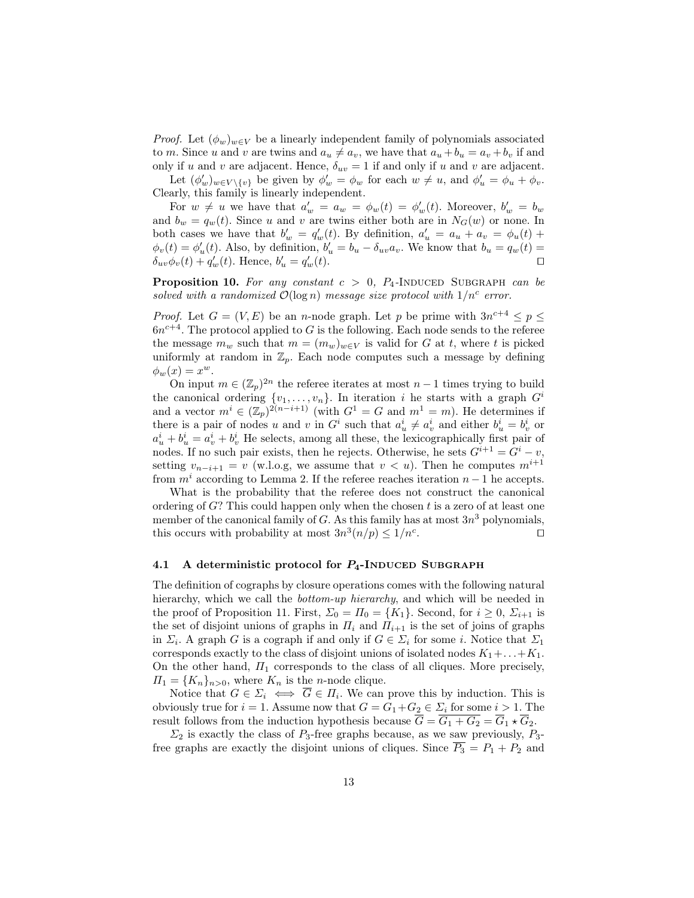*Proof.* Let $(\phi_w)_{w\in V}$ be a linearly independent family of polynomials associated to $m$. Since $u$ and $v$ are twins and $a_u \neq a_v$, we have that $a_u + b_u = a_v + b_v$ if and only if $u$ and $v$ are adjacent. Hence, $\delta_{uv} = 1$ if and only if $u$ and $v$ are adjacent.

Let $(\phi'_w)_{w\in V\setminus\{v\}}$ be given by $\phi'_w = \phi_w$ for each $w \neq u$, and $\phi'_u = \phi_u + \phi_v$. Clearly, this family is linearly independent.

For $w \neq u$ we have that $a'_w = a_w = \phi_w(t) = \phi'_w(t)$. Moreover, $b'_w = b_w$ and $b_w = q_w(t)$. Since $u$ and $v$ are twins either both are in $N_G(w)$ or none. In both cases we have that $b'_w = q'_w(t)$. By definition, $a'_u = a_u + a_v = \phi_u(t) + \phi_v(t) = \phi'_u(t)$. Also, by definition, $b'_u = b_u - \delta_{uv} a_v$. We know that $b_u = q_w(t) = \delta_{uv}\phi_v(t) + q'_w(t)$. Hence, $b'_u = q'_w(t)$. $\square$

**Proposition 10.** *For any constant $c > 0$, $P_4$-*Induced Subgraph *can be solved with a randomized $\mathcal{O}(\log n)$ message size protocol with $1/n^c$ error.*

*Proof.* Let $G = (V, E)$ be an $n$-node graph. Let $p$ be prime with $3n^{c+4} \leq p \leq 6n^{c+4}$. The protocol applied to $G$ is the following. Each node sends to the referee the message $m_w$ such that $m = (m_w)_{w\in V}$ is valid for $G$ at $t$, where $t$ is picked uniformly at random in $\mathbb{Z}_p$. Each node computes such a message by defining $\phi_w(x) = x^w$.

On input $m \in (\mathbb{Z}_p)^{2n}$ the referee iterates at most $n-1$ times trying to build the canonical ordering $\{v_1, \ldots, v_n\}$. In iteration $i$ he starts with a graph $G^i$ and a vector $m^i \in (\mathbb{Z}_p)^{2(n-i+1)}$ (with $G^1 = G$ and $m^1 = m$). He determines if there is a pair of nodes $u$ and $v$ in $G^i$ such that $a^i_u \neq a^i_v$ and either $b^i_u = b^i_v$ or $a^i_u + b^i_u = a^i_v + b^i_v$ He selects, among all these, the lexicographically first pair of nodes. If no such pair exists, then he rejects. Otherwise, he sets $G^{i+1} = G^i - v$, setting $v_{n-i+1} = v$ (w.l.o.g, we assume that $v < u$). Then he computes $m^{i+1}$ from $m^i$ according to Lemma 2. If the referee reaches iteration $n-1$ he accepts.

What is the probability that the referee does not construct the canonical ordering of $G$? This could happen only when the chosen $t$ is a zero of at least one member of the canonical family of $G$. As this family has at most $3n^3$ polynomials, this occurs with probability at most $3n^3(n/p) \leq 1/n^c$. $\square$

### 4.1 A deterministic protocol for $P_4$-Induced Subgraph

The definition of cographs by closure operations comes with the following natural hierarchy, which we call the *bottom-up hierarchy*, and which will be needed in the proof of Proposition 11. First, $\Sigma_0 = \Pi_0 = \{K_1\}$. Second, for $i \geq 0$, $\Sigma_{i+1}$ is the set of disjoint unions of graphs in $\Pi_i$ and $\Pi_{i+1}$ is the set of joins of graphs in $\Sigma_i$. A graph $G$ is a cograph if and only if $G \in \Sigma_i$ for some $i$. Notice that $\Sigma_1$ corresponds exactly to the class of disjoint unions of isolated nodes $K_1 + \ldots + K_1$. On the other hand, $\Pi_1$ corresponds to the class of all cliques. More precisely, $\Pi_1 = \{K_n\}_{n>0}$, where $K_n$ is the $n$-node clique.

Notice that $G \in \Sigma_i \iff \overline{G} \in \Pi_i$. We can prove this by induction. This is obviously true for $i = 1$. Assume now that $G = G_1 + G_2 \in \Sigma_i$ for some $i > 1$. The result follows from the induction hypothesis because $\overline{G} = \overline{G_1 + G_2} = \overline{G}_1 \star \overline{G}_2$.

$\Sigma_2$ is exactly the class of $P_3$-free graphs because, as we saw previously, $P_3$-free graphs are exactly the disjoint unions of cliques. Since $\overline{P_3} = P_1 + P_2$ and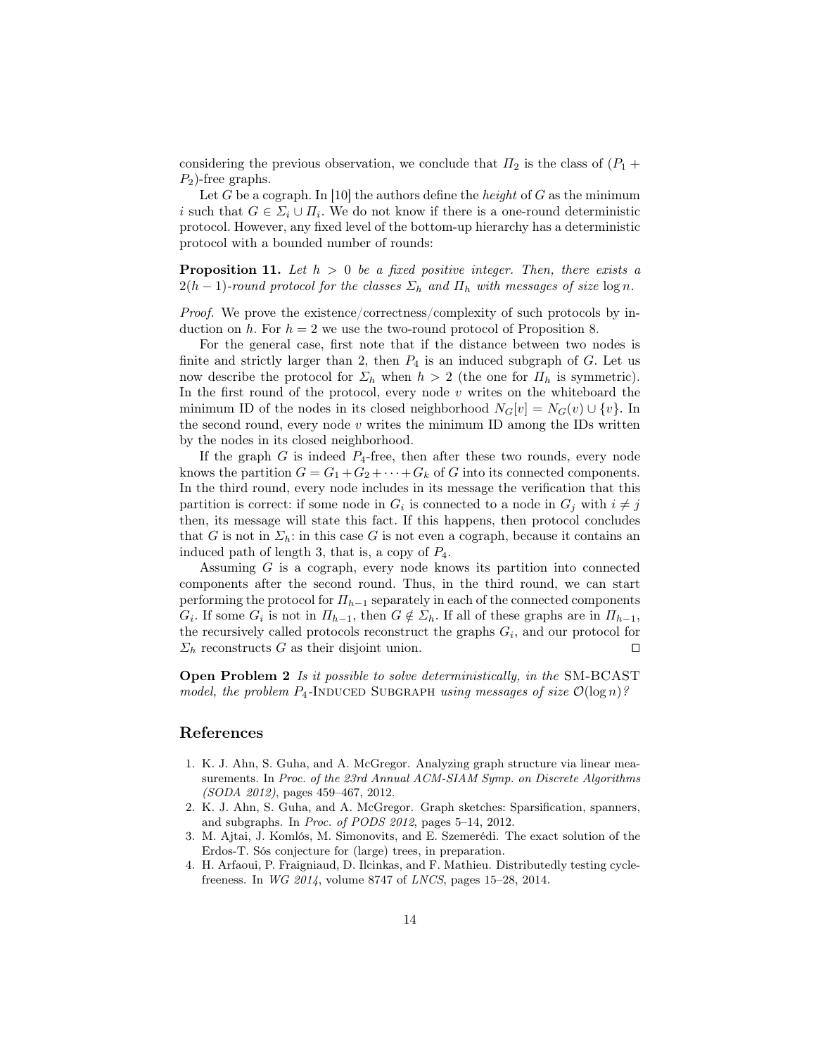considering the previous observation, we conclude that $\Pi_2$ is the class of $(P_1 + P_2)$-free graphs.

Let $G$ be a cograph. In [10] the authors define the *height* of $G$ as the minimum $i$ such that $G \in \Sigma_i \cup \Pi_i$. We do not know if there is a one-round deterministic protocol. However, any fixed level of the bottom-up hierarchy has a deterministic protocol with a bounded number of rounds:

**Proposition 11.** *Let $h > 0$ be a fixed positive integer. Then, there exists a $2(h-1)$-round protocol for the classes $\Sigma_h$ and $\Pi_h$ with messages of size $\log n$.*

*Proof.* We prove the existence/correctness/complexity of such protocols by induction on $h$. For $h = 2$ we use the two-round protocol of Proposition 8.

For the general case, first note that if the distance between two nodes is finite and strictly larger than 2, then $P_4$ is an induced subgraph of $G$. Let us now describe the protocol for $\Sigma_h$ when $h > 2$ (the one for $\Pi_h$ is symmetric). In the first round of the protocol, every node $v$ writes on the whiteboard the minimum ID of the nodes in its closed neighborhood $N_G[v] = N_G(v) \cup \{v\}$. In the second round, every node $v$ writes the minimum ID among the IDs written by the nodes in its closed neighborhood.

If the graph $G$ is indeed $P_4$-free, then after these two rounds, every node knows the partition $G = G_1 + G_2 + \cdots + G_k$ of $G$ into its connected components. In the third round, every node includes in its message the verification that this partition is correct: if some node in $G_i$ is connected to a node in $G_j$ with $i \neq j$ then, its message will state this fact. If this happens, then protocol concludes that $G$ is not in $\Sigma_h$: in this case $G$ is not even a cograph, because it contains an induced path of length 3, that is, a copy of $P_4$.

Assuming $G$ is a cograph, every node knows its partition into connected components after the second round. Thus, in the third round, we can start performing the protocol for $\Pi_{h-1}$ separately in each of the connected components $G_i$. If some $G_i$ is not in $\Pi_{h-1}$, then $G \notin \Sigma_h$. If all of these graphs are in $\Pi_{h-1}$, the recursively called protocols reconstruct the graphs $G_i$, and our protocol for $\Sigma_h$ reconstructs $G$ as their disjoint union. ◻

**Open Problem 2** *Is it possible to solve deterministically, in the* SM-BCAST *model, the problem* $P_4$-Induced Subgraph *using messages of size* $\mathcal{O}(\log n)$*?*

## References

1. K. J. Ahn, S. Guha, and A. McGregor. Analyzing graph structure via linear measurements. In *Proc. of the 23rd Annual ACM-SIAM Symp. on Discrete Algorithms (SODA 2012)*, pages 459–467, 2012.
2. K. J. Ahn, S. Guha, and A. McGregor. Graph sketches: Sparsification, spanners, and subgraphs. In *Proc. of PODS 2012*, pages 5–14, 2012.
3. M. Ajtai, J. Komlós, M. Simonovits, and E. Szemerédi. The exact solution of the Erdos-T. Sós conjecture for (large) trees, in preparation.
4. H. Arfaoui, P. Fraigniaud, D. Ilcinkas, and F. Mathieu. Distributedly testing cycle-freeness. In *WG 2014*, volume 8747 of *LNCS*, pages 15–28, 2014.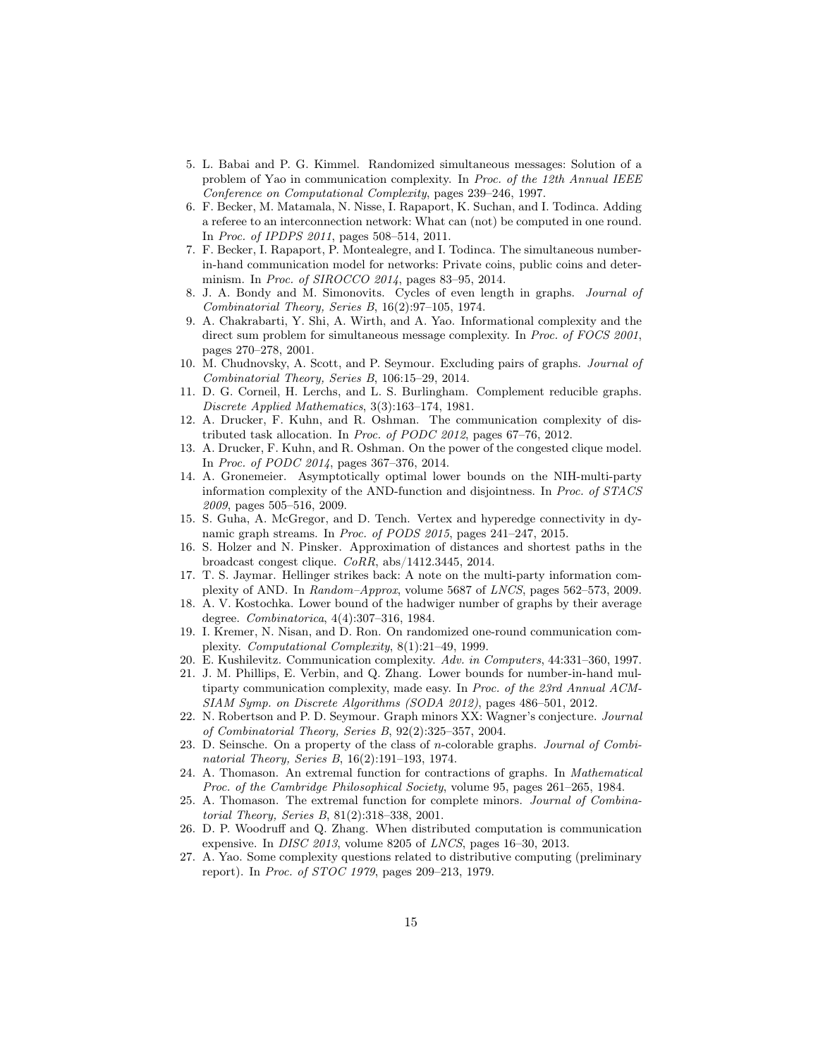5. L. Babai and P. G. Kimmel. Randomized simultaneous messages: Solution of a problem of Yao in communication complexity. In *Proc. of the 12th Annual IEEE Conference on Computational Complexity*, pages 239–246, 1997.
6. F. Becker, M. Matamala, N. Nisse, I. Rapaport, K. Suchan, and I. Todinca. Adding a referee to an interconnection network: What can (not) be computed in one round. In *Proc. of IPDPS 2011*, pages 508–514, 2011.
7. F. Becker, I. Rapaport, P. Montealegre, and I. Todinca. The simultaneous number-in-hand communication model for networks: Private coins, public coins and determinism. In *Proc. of SIROCCO 2014*, pages 83–95, 2014.
8. J. A. Bondy and M. Simonovits. Cycles of even length in graphs. *Journal of Combinatorial Theory, Series B*, 16(2):97–105, 1974.
9. A. Chakrabarti, Y. Shi, A. Wirth, and A. Yao. Informational complexity and the direct sum problem for simultaneous message complexity. In *Proc. of FOCS 2001*, pages 270–278, 2001.
10. M. Chudnovsky, A. Scott, and P. Seymour. Excluding pairs of graphs. *Journal of Combinatorial Theory, Series B*, 106:15–29, 2014.
11. D. G. Corneil, H. Lerchs, and L. S. Burlingham. Complement reducible graphs. *Discrete Applied Mathematics*, 3(3):163–174, 1981.
12. A. Drucker, F. Kuhn, and R. Oshman. The communication complexity of distributed task allocation. In *Proc. of PODC 2012*, pages 67–76, 2012.
13. A. Drucker, F. Kuhn, and R. Oshman. On the power of the congested clique model. In *Proc. of PODC 2014*, pages 367–376, 2014.
14. A. Gronemeier. Asymptotically optimal lower bounds on the NIH-multi-party information complexity of the AND-function and disjointness. In *Proc. of STACS 2009*, pages 505–516, 2009.
15. S. Guha, A. McGregor, and D. Tench. Vertex and hyperedge connectivity in dynamic graph streams. In *Proc. of PODS 2015*, pages 241–247, 2015.
16. S. Holzer and N. Pinsker. Approximation of distances and shortest paths in the broadcast congest clique. *CoRR*, abs/1412.3445, 2014.
17. T. S. Jaymar. Hellinger strikes back: A note on the multi-party information complexity of AND. In *Random–Approx*, volume 5687 of *LNCS*, pages 562–573, 2009.
18. A. V. Kostochka. Lower bound of the hadwiger number of graphs by their average degree. *Combinatorica*, 4(4):307–316, 1984.
19. I. Kremer, N. Nisan, and D. Ron. On randomized one-round communication complexity. *Computational Complexity*, 8(1):21–49, 1999.
20. E. Kushilevitz. Communication complexity. *Adv. in Computers*, 44:331–360, 1997.
21. J. M. Phillips, E. Verbin, and Q. Zhang. Lower bounds for number-in-hand multiparty communication complexity, made easy. In *Proc. of the 23rd Annual ACM-SIAM Symp. on Discrete Algorithms (SODA 2012)*, pages 486–501, 2012.
22. N. Robertson and P. D. Seymour. Graph minors XX: Wagner's conjecture. *Journal of Combinatorial Theory, Series B*, 92(2):325–357, 2004.
23. D. Seinsche. On a property of the class of $n$-colorable graphs. *Journal of Combinatorial Theory, Series B*, 16(2):191–193, 1974.
24. A. Thomason. An extremal function for contractions of graphs. In *Mathematical Proc. of the Cambridge Philosophical Society*, volume 95, pages 261–265, 1984.
25. A. Thomason. The extremal function for complete minors. *Journal of Combinatorial Theory, Series B*, 81(2):318–338, 2001.
26. D. P. Woodruff and Q. Zhang. When distributed computation is communication expensive. In *DISC 2013*, volume 8205 of *LNCS*, pages 16–30, 2013.
27. A. Yao. Some complexity questions related to distributive computing (preliminary report). In *Proc. of STOC 1979*, pages 209–213, 1979.